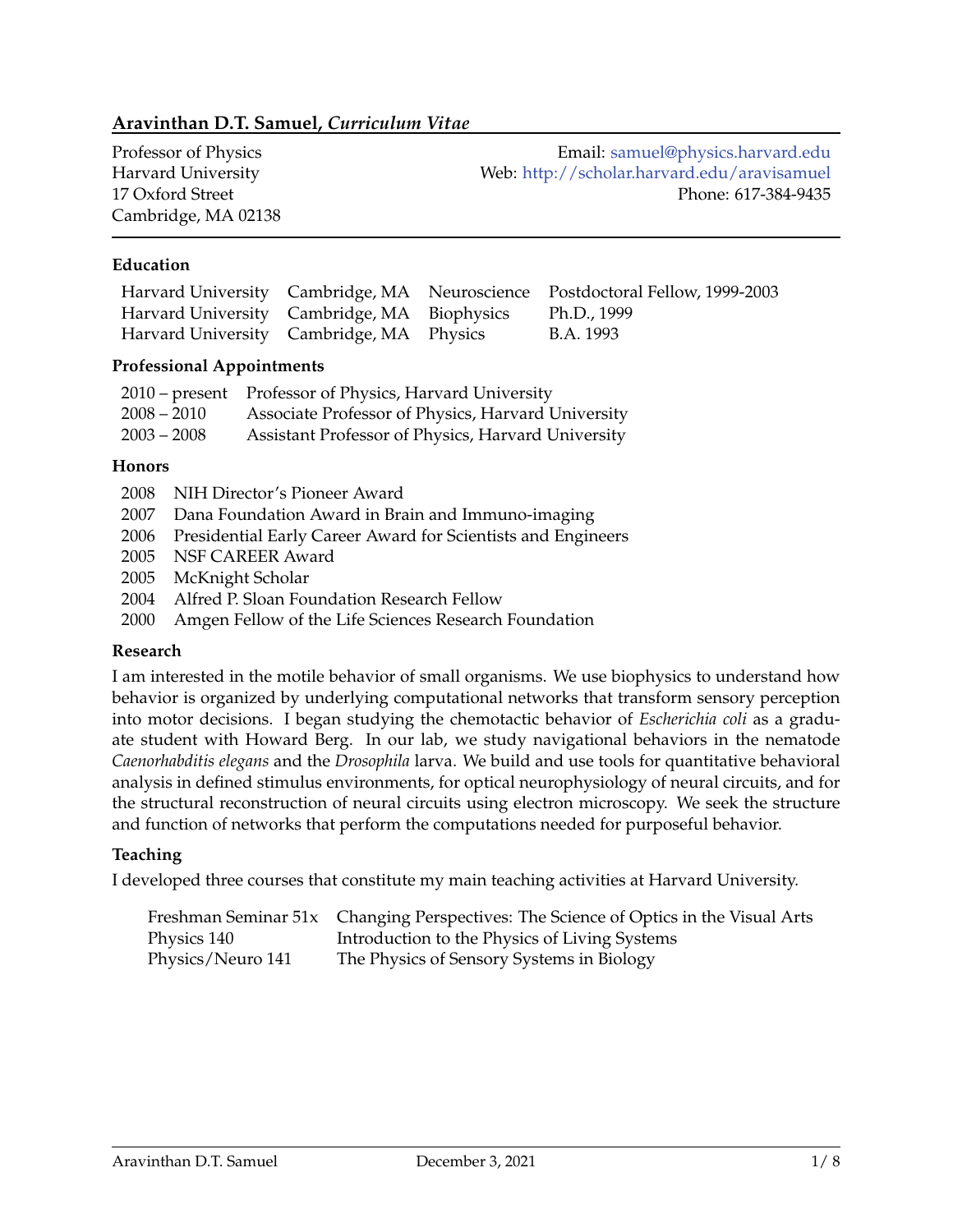# Aravinthan D.T. Samuel, *Curriculum Vitae*

Professor of Physics
Harvard University
17 Oxford Street
Cambridge, MA 02138

Email: samuel@physics.harvard.edu
Web: http://scholar.harvard.edu/aravisamuel
Phone: 617-384-9435

## Education

| | | | |
|---|---|---|---|
| Harvard University | Cambridge, MA | Neuroscience | Postdoctoral Fellow, 1999-2003 |
| Harvard University | Cambridge, MA | Biophysics | Ph.D., 1999 |
| Harvard University | Cambridge, MA | Physics | B.A. 1993 |

## Professional Appointments

| | |
|---|---|
| 2010 – present | Professor of Physics, Harvard University |
| 2008 – 2010 | Associate Professor of Physics, Harvard University |
| 2003 – 2008 | Assistant Professor of Physics, Harvard University |

## Honors

| | |
|---|---|
| 2008 | NIH Director's Pioneer Award |
| 2007 | Dana Foundation Award in Brain and Immuno-imaging |
| 2006 | Presidential Early Career Award for Scientists and Engineers |
| 2005 | NSF CAREER Award |
| 2005 | McKnight Scholar |
| 2004 | Alfred P. Sloan Foundation Research Fellow |
| 2000 | Amgen Fellow of the Life Sciences Research Foundation |

## Research

I am interested in the motile behavior of small organisms. We use biophysics to understand how behavior is organized by underlying computational networks that transform sensory perception into motor decisions. I began studying the chemotactic behavior of *Escherichia coli* as a graduate student with Howard Berg. In our lab, we study navigational behaviors in the nematode *Caenorhabditis elegans* and the *Drosophila* larva. We build and use tools for quantitative behavioral analysis in defined stimulus environments, for optical neurophysiology of neural circuits, and for the structural reconstruction of neural circuits using electron microscopy. We seek the structure and function of networks that perform the computations needed for purposeful behavior.

## Teaching

I developed three courses that constitute my main teaching activities at Harvard University.

| | |
|---|---|
| Freshman Seminar 51x | Changing Perspectives: The Science of Optics in the Visual Arts |
| Physics 140 | Introduction to the Physics of Living Systems |
| Physics/Neuro 141 | The Physics of Sensory Systems in Biology |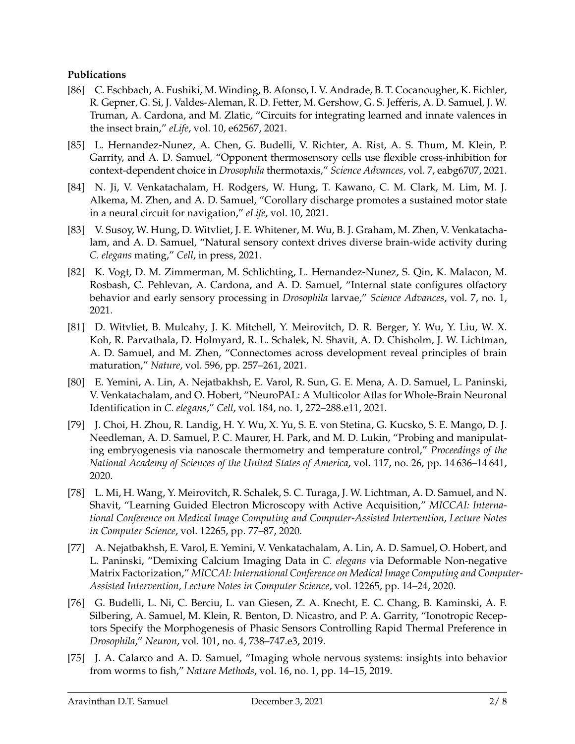**Publications**

[86] C. Eschbach, A. Fushiki, M. Winding, B. Afonso, I. V. Andrade, B. T. Cocanougher, K. Eichler, R. Gepner, G. Si, J. Valdes-Aleman, R. D. Fetter, M. Gershow, G. S. Jefferis, A. D. Samuel, J. W. Truman, A. Cardona, and M. Zlatic, "Circuits for integrating learned and innate valences in the insect brain," *eLife*, vol. 10, e62567, 2021.

[85] L. Hernandez-Nunez, A. Chen, G. Budelli, V. Richter, A. Rist, A. S. Thum, M. Klein, P. Garrity, and A. D. Samuel, "Opponent thermosensory cells use flexible cross-inhibition for context-dependent choice in *Drosophila* thermotaxis," *Science Advances*, vol. 7, eabg6707, 2021.

[84] N. Ji, V. Venkatachalam, H. Rodgers, W. Hung, T. Kawano, C. M. Clark, M. Lim, M. J. Alkema, M. Zhen, and A. D. Samuel, "Corollary discharge promotes a sustained motor state in a neural circuit for navigation," *eLife*, vol. 10, 2021.

[83] V. Susoy, W. Hung, D. Witvliet, J. E. Whitener, M. Wu, B. J. Graham, M. Zhen, V. Venkatachalam, and A. D. Samuel, "Natural sensory context drives diverse brain-wide activity during *C. elegans* mating," *Cell*, in press, 2021.

[82] K. Vogt, D. M. Zimmerman, M. Schlichting, L. Hernandez-Nunez, S. Qin, K. Malacon, M. Rosbash, C. Pehlevan, A. Cardona, and A. D. Samuel, "Internal state configures olfactory behavior and early sensory processing in *Drosophila* larvae," *Science Advances*, vol. 7, no. 1, 2021.

[81] D. Witvliet, B. Mulcahy, J. K. Mitchell, Y. Meirovitch, D. R. Berger, Y. Wu, Y. Liu, W. X. Koh, R. Parvathala, D. Holmyard, R. L. Schalek, N. Shavit, A. D. Chisholm, J. W. Lichtman, A. D. Samuel, and M. Zhen, "Connectomes across development reveal principles of brain maturation," *Nature*, vol. 596, pp. 257–261, 2021.

[80] E. Yemini, A. Lin, A. Nejatbakhsh, E. Varol, R. Sun, G. E. Mena, A. D. Samuel, L. Paninski, V. Venkatachalam, and O. Hobert, "NeuroPAL: A Multicolor Atlas for Whole-Brain Neuronal Identification in *C. elegans*," *Cell*, vol. 184, no. 1, 272–288.e11, 2021.

[79] J. Choi, H. Zhou, R. Landig, H. Y. Wu, X. Yu, S. E. von Stetina, G. Kucsko, S. E. Mango, D. J. Needleman, A. D. Samuel, P. C. Maurer, H. Park, and M. D. Lukin, "Probing and manipulating embryogenesis via nanoscale thermometry and temperature control," *Proceedings of the National Academy of Sciences of the United States of America*, vol. 117, no. 26, pp. 14 636–14 641, 2020.

[78] L. Mi, H. Wang, Y. Meirovitch, R. Schalek, S. C. Turaga, J. W. Lichtman, A. D. Samuel, and N. Shavit, "Learning Guided Electron Microscopy with Active Acquisition," *MICCAI: International Conference on Medical Image Computing and Computer-Assisted Intervention, Lecture Notes in Computer Science*, vol. 12265, pp. 77–87, 2020.

[77] A. Nejatbakhsh, E. Varol, E. Yemini, V. Venkatachalam, A. Lin, A. D. Samuel, O. Hobert, and L. Paninski, "Demixing Calcium Imaging Data in *C. elegans* via Deformable Non-negative Matrix Factorization," *MICCAI: International Conference on Medical Image Computing and Computer-Assisted Intervention, Lecture Notes in Computer Science*, vol. 12265, pp. 14–24, 2020.

[76] G. Budelli, L. Ni, C. Berciu, L. van Giesen, Z. A. Knecht, E. C. Chang, B. Kaminski, A. F. Silbering, A. Samuel, M. Klein, R. Benton, D. Nicastro, and P. A. Garrity, "Ionotropic Receptors Specify the Morphogenesis of Phasic Sensors Controlling Rapid Thermal Preference in *Drosophila*," *Neuron*, vol. 101, no. 4, 738–747.e3, 2019.

[75] J. A. Calarco and A. D. Samuel, "Imaging whole nervous systems: insights into behavior from worms to fish," *Nature Methods*, vol. 16, no. 1, pp. 14–15, 2019.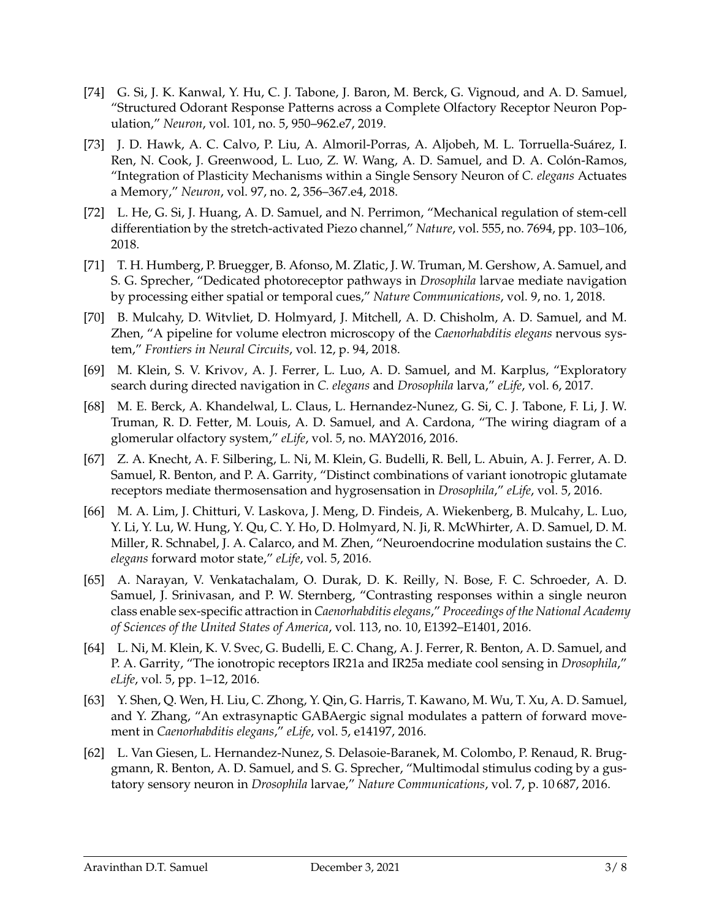[74] G. Si, J. K. Kanwal, Y. Hu, C. J. Tabone, J. Baron, M. Berck, G. Vignoud, and A. D. Samuel, "Structured Odorant Response Patterns across a Complete Olfactory Receptor Neuron Population," *Neuron*, vol. 101, no. 5, 950–962.e7, 2019.

[73] J. D. Hawk, A. C. Calvo, P. Liu, A. Almoril-Porras, A. Aljobeh, M. L. Torruella-Suárez, I. Ren, N. Cook, J. Greenwood, L. Luo, Z. W. Wang, A. D. Samuel, and D. A. Colón-Ramos, "Integration of Plasticity Mechanisms within a Single Sensory Neuron of *C. elegans* Actuates a Memory," *Neuron*, vol. 97, no. 2, 356–367.e4, 2018.

[72] L. He, G. Si, J. Huang, A. D. Samuel, and N. Perrimon, "Mechanical regulation of stem-cell differentiation by the stretch-activated Piezo channel," *Nature*, vol. 555, no. 7694, pp. 103–106, 2018.

[71] T. H. Humberg, P. Bruegger, B. Afonso, M. Zlatic, J. W. Truman, M. Gershow, A. Samuel, and S. G. Sprecher, "Dedicated photoreceptor pathways in *Drosophila* larvae mediate navigation by processing either spatial or temporal cues," *Nature Communications*, vol. 9, no. 1, 2018.

[70] B. Mulcahy, D. Witvliet, D. Holmyard, J. Mitchell, A. D. Chisholm, A. D. Samuel, and M. Zhen, "A pipeline for volume electron microscopy of the *Caenorhabditis elegans* nervous system," *Frontiers in Neural Circuits*, vol. 12, p. 94, 2018.

[69] M. Klein, S. V. Krivov, A. J. Ferrer, L. Luo, A. D. Samuel, and M. Karplus, "Exploratory search during directed navigation in *C. elegans* and *Drosophila* larva," *eLife*, vol. 6, 2017.

[68] M. E. Berck, A. Khandelwal, L. Claus, L. Hernandez-Nunez, G. Si, C. J. Tabone, F. Li, J. W. Truman, R. D. Fetter, M. Louis, A. D. Samuel, and A. Cardona, "The wiring diagram of a glomerular olfactory system," *eLife*, vol. 5, no. MAY2016, 2016.

[67] Z. A. Knecht, A. F. Silbering, L. Ni, M. Klein, G. Budelli, R. Bell, L. Abuin, A. J. Ferrer, A. D. Samuel, R. Benton, and P. A. Garrity, "Distinct combinations of variant ionotropic glutamate receptors mediate thermosensation and hygrosensation in *Drosophila*," *eLife*, vol. 5, 2016.

[66] M. A. Lim, J. Chitturi, V. Laskova, J. Meng, D. Findeis, A. Wiekenberg, B. Mulcahy, L. Luo, Y. Li, Y. Lu, W. Hung, Y. Qu, C. Y. Ho, D. Holmyard, N. Ji, R. McWhirter, A. D. Samuel, D. M. Miller, R. Schnabel, J. A. Calarco, and M. Zhen, "Neuroendocrine modulation sustains the *C. elegans* forward motor state," *eLife*, vol. 5, 2016.

[65] A. Narayan, V. Venkatachalam, O. Durak, D. K. Reilly, N. Bose, F. C. Schroeder, A. D. Samuel, J. Srinivasan, and P. W. Sternberg, "Contrasting responses within a single neuron class enable sex-specific attraction in *Caenorhabditis elegans*," *Proceedings of the National Academy of Sciences of the United States of America*, vol. 113, no. 10, E1392–E1401, 2016.

[64] L. Ni, M. Klein, K. V. Svec, G. Budelli, E. C. Chang, A. J. Ferrer, R. Benton, A. D. Samuel, and P. A. Garrity, "The ionotropic receptors IR21a and IR25a mediate cool sensing in *Drosophila*," *eLife*, vol. 5, pp. 1–12, 2016.

[63] Y. Shen, Q. Wen, H. Liu, C. Zhong, Y. Qin, G. Harris, T. Kawano, M. Wu, T. Xu, A. D. Samuel, and Y. Zhang, "An extrasynaptic GABAergic signal modulates a pattern of forward movement in *Caenorhabditis elegans*," *eLife*, vol. 5, e14197, 2016.

[62] L. Van Giesen, L. Hernandez-Nunez, S. Delasoie-Baranek, M. Colombo, P. Renaud, R. Bruggmann, R. Benton, A. D. Samuel, and S. G. Sprecher, "Multimodal stimulus coding by a gustatory sensory neuron in *Drosophila* larvae," *Nature Communications*, vol. 7, p. 10 687, 2016.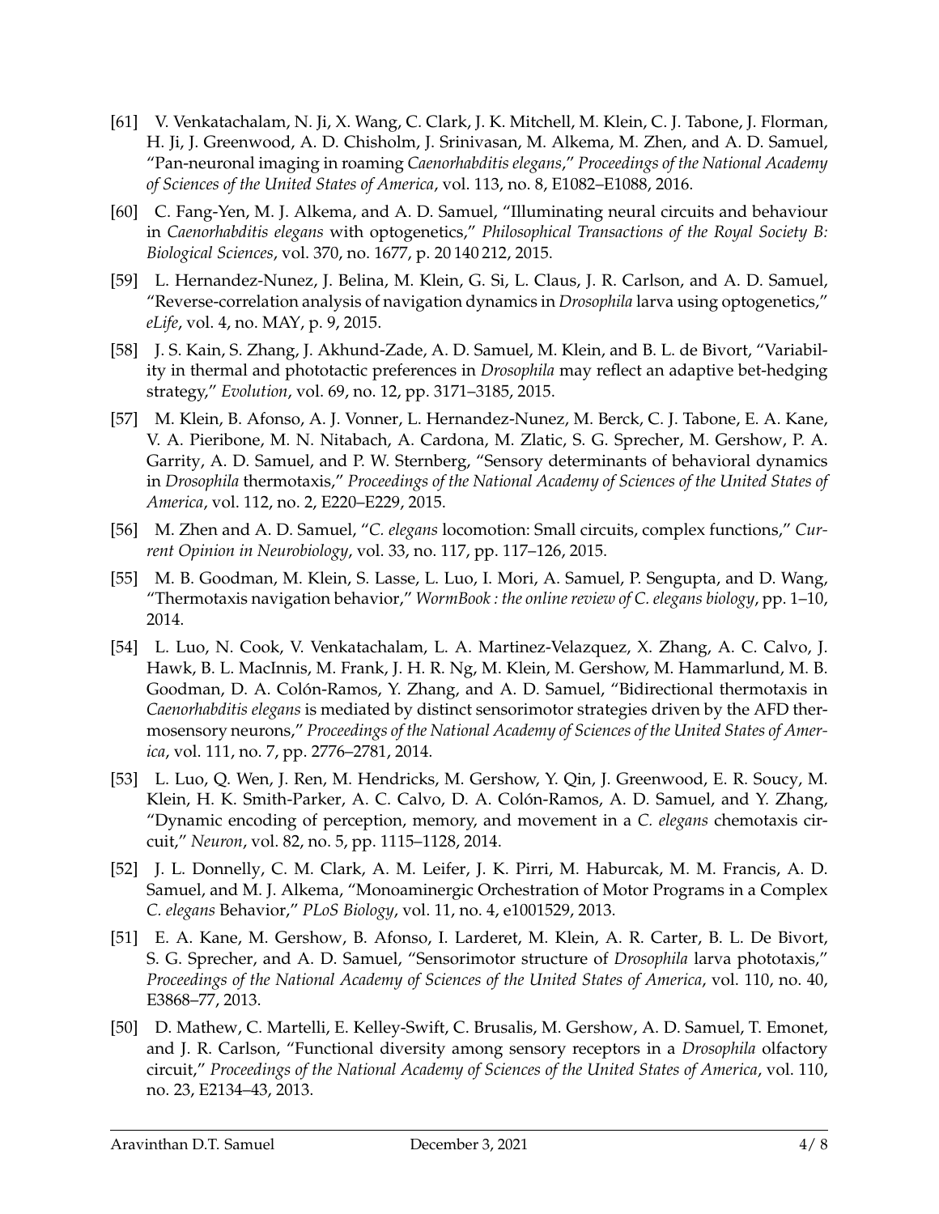[61] V. Venkatachalam, N. Ji, X. Wang, C. Clark, J. K. Mitchell, M. Klein, C. J. Tabone, J. Florman, H. Ji, J. Greenwood, A. D. Chisholm, J. Srinivasan, M. Alkema, M. Zhen, and A. D. Samuel, "Pan-neuronal imaging in roaming *Caenorhabditis elegans*," *Proceedings of the National Academy of Sciences of the United States of America*, vol. 113, no. 8, E1082–E1088, 2016.

[60] C. Fang-Yen, M. J. Alkema, and A. D. Samuel, "Illuminating neural circuits and behaviour in *Caenorhabditis elegans* with optogenetics," *Philosophical Transactions of the Royal Society B: Biological Sciences*, vol. 370, no. 1677, p. 20 140 212, 2015.

[59] L. Hernandez-Nunez, J. Belina, M. Klein, G. Si, L. Claus, J. R. Carlson, and A. D. Samuel, "Reverse-correlation analysis of navigation dynamics in *Drosophila* larva using optogenetics," *eLife*, vol. 4, no. MAY, p. 9, 2015.

[58] J. S. Kain, S. Zhang, J. Akhund-Zade, A. D. Samuel, M. Klein, and B. L. de Bivort, "Variability in thermal and phototactic preferences in *Drosophila* may reflect an adaptive bet-hedging strategy," *Evolution*, vol. 69, no. 12, pp. 3171–3185, 2015.

[57] M. Klein, B. Afonso, A. J. Vonner, L. Hernandez-Nunez, M. Berck, C. J. Tabone, E. A. Kane, V. A. Pieribone, M. N. Nitabach, A. Cardona, M. Zlatic, S. G. Sprecher, M. Gershow, P. A. Garrity, A. D. Samuel, and P. W. Sternberg, "Sensory determinants of behavioral dynamics in *Drosophila* thermotaxis," *Proceedings of the National Academy of Sciences of the United States of America*, vol. 112, no. 2, E220–E229, 2015.

[56] M. Zhen and A. D. Samuel, "*C. elegans* locomotion: Small circuits, complex functions," *Current Opinion in Neurobiology*, vol. 33, no. 117, pp. 117–126, 2015.

[55] M. B. Goodman, M. Klein, S. Lasse, L. Luo, I. Mori, A. Samuel, P. Sengupta, and D. Wang, "Thermotaxis navigation behavior," *WormBook : the online review of C. elegans biology*, pp. 1–10, 2014.

[54] L. Luo, N. Cook, V. Venkatachalam, L. A. Martinez-Velazquez, X. Zhang, A. C. Calvo, J. Hawk, B. L. MacInnis, M. Frank, J. H. R. Ng, M. Klein, M. Gershow, M. Hammarlund, M. B. Goodman, D. A. Colón-Ramos, Y. Zhang, and A. D. Samuel, "Bidirectional thermotaxis in *Caenorhabditis elegans* is mediated by distinct sensorimotor strategies driven by the AFD thermosensory neurons," *Proceedings of the National Academy of Sciences of the United States of America*, vol. 111, no. 7, pp. 2776–2781, 2014.

[53] L. Luo, Q. Wen, J. Ren, M. Hendricks, M. Gershow, Y. Qin, J. Greenwood, E. R. Soucy, M. Klein, H. K. Smith-Parker, A. C. Calvo, D. A. Colón-Ramos, A. D. Samuel, and Y. Zhang, "Dynamic encoding of perception, memory, and movement in a *C. elegans* chemotaxis circuit," *Neuron*, vol. 82, no. 5, pp. 1115–1128, 2014.

[52] J. L. Donnelly, C. M. Clark, A. M. Leifer, J. K. Pirri, M. Haburcak, M. M. Francis, A. D. Samuel, and M. J. Alkema, "Monoaminergic Orchestration of Motor Programs in a Complex *C. elegans* Behavior," *PLoS Biology*, vol. 11, no. 4, e1001529, 2013.

[51] E. A. Kane, M. Gershow, B. Afonso, I. Larderet, M. Klein, A. R. Carter, B. L. De Bivort, S. G. Sprecher, and A. D. Samuel, "Sensorimotor structure of *Drosophila* larva phototaxis," *Proceedings of the National Academy of Sciences of the United States of America*, vol. 110, no. 40, E3868–77, 2013.

[50] D. Mathew, C. Martelli, E. Kelley-Swift, C. Brusalis, M. Gershow, A. D. Samuel, T. Emonet, and J. R. Carlson, "Functional diversity among sensory receptors in a *Drosophila* olfactory circuit," *Proceedings of the National Academy of Sciences of the United States of America*, vol. 110, no. 23, E2134–43, 2013.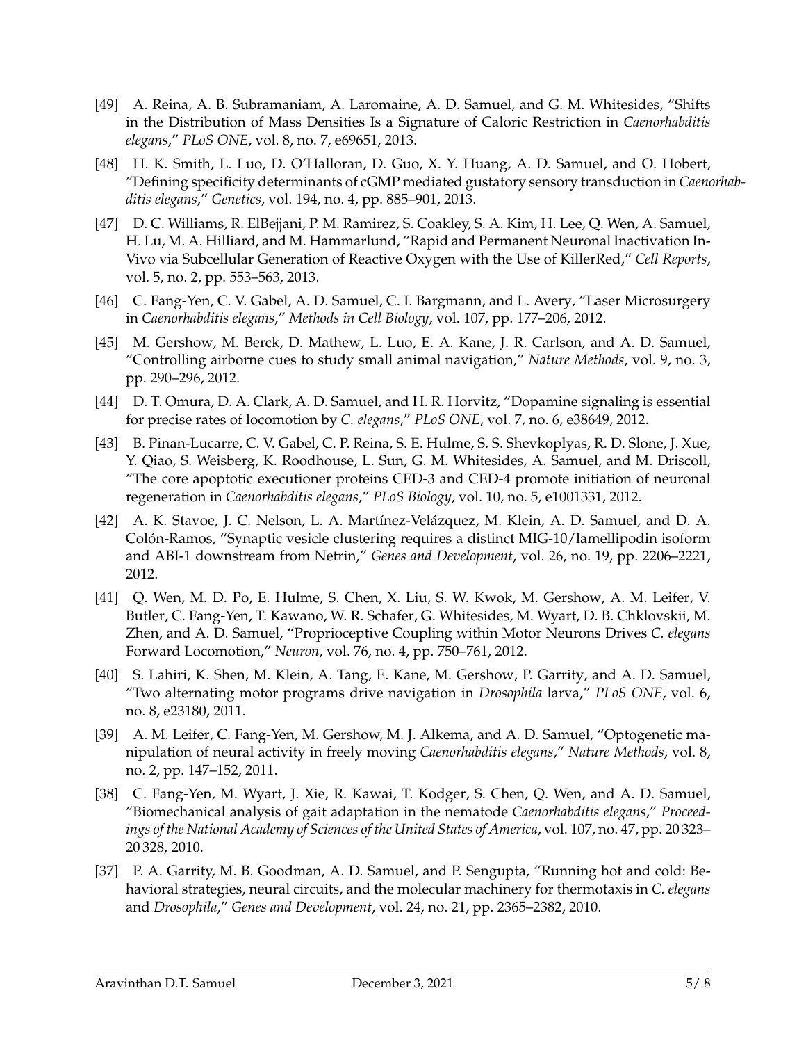[49] A. Reina, A. B. Subramaniam, A. Laromaine, A. D. Samuel, and G. M. Whitesides, "Shifts in the Distribution of Mass Densities Is a Signature of Caloric Restriction in *Caenorhabditis elegans*," *PLoS ONE*, vol. 8, no. 7, e69651, 2013.

[48] H. K. Smith, L. Luo, D. O'Halloran, D. Guo, X. Y. Huang, A. D. Samuel, and O. Hobert, "Defining specificity determinants of cGMP mediated gustatory sensory transduction in *Caenorhabditis elegans*," *Genetics*, vol. 194, no. 4, pp. 885–901, 2013.

[47] D. C. Williams, R. ElBejjani, P. M. Ramirez, S. Coakley, S. A. Kim, H. Lee, Q. Wen, A. Samuel, H. Lu, M. A. Hilliard, and M. Hammarlund, "Rapid and Permanent Neuronal Inactivation In-Vivo via Subcellular Generation of Reactive Oxygen with the Use of KillerRed," *Cell Reports*, vol. 5, no. 2, pp. 553–563, 2013.

[46] C. Fang-Yen, C. V. Gabel, A. D. Samuel, C. I. Bargmann, and L. Avery, "Laser Microsurgery in *Caenorhabditis elegans*," *Methods in Cell Biology*, vol. 107, pp. 177–206, 2012.

[45] M. Gershow, M. Berck, D. Mathew, L. Luo, E. A. Kane, J. R. Carlson, and A. D. Samuel, "Controlling airborne cues to study small animal navigation," *Nature Methods*, vol. 9, no. 3, pp. 290–296, 2012.

[44] D. T. Omura, D. A. Clark, A. D. Samuel, and H. R. Horvitz, "Dopamine signaling is essential for precise rates of locomotion by *C. elegans*," *PLoS ONE*, vol. 7, no. 6, e38649, 2012.

[43] B. Pinan-Lucarre, C. V. Gabel, C. P. Reina, S. E. Hulme, S. S. Shevkoplyas, R. D. Slone, J. Xue, Y. Qiao, S. Weisberg, K. Roodhouse, L. Sun, G. M. Whitesides, A. Samuel, and M. Driscoll, "The core apoptotic executioner proteins CED-3 and CED-4 promote initiation of neuronal regeneration in *Caenorhabditis elegans*," *PLoS Biology*, vol. 10, no. 5, e1001331, 2012.

[42] A. K. Stavoe, J. C. Nelson, L. A. Martínez-Velázquez, M. Klein, A. D. Samuel, and D. A. Colón-Ramos, "Synaptic vesicle clustering requires a distinct MIG-10/lamellipodin isoform and ABI-1 downstream from Netrin," *Genes and Development*, vol. 26, no. 19, pp. 2206–2221, 2012.

[41] Q. Wen, M. D. Po, E. Hulme, S. Chen, X. Liu, S. W. Kwok, M. Gershow, A. M. Leifer, V. Butler, C. Fang-Yen, T. Kawano, W. R. Schafer, G. Whitesides, M. Wyart, D. B. Chklovskii, M. Zhen, and A. D. Samuel, "Proprioceptive Coupling within Motor Neurons Drives *C. elegans* Forward Locomotion," *Neuron*, vol. 76, no. 4, pp. 750–761, 2012.

[40] S. Lahiri, K. Shen, M. Klein, A. Tang, E. Kane, M. Gershow, P. Garrity, and A. D. Samuel, "Two alternating motor programs drive navigation in *Drosophila* larva," *PLoS ONE*, vol. 6, no. 8, e23180, 2011.

[39] A. M. Leifer, C. Fang-Yen, M. Gershow, M. J. Alkema, and A. D. Samuel, "Optogenetic manipulation of neural activity in freely moving *Caenorhabditis elegans*," *Nature Methods*, vol. 8, no. 2, pp. 147–152, 2011.

[38] C. Fang-Yen, M. Wyart, J. Xie, R. Kawai, T. Kodger, S. Chen, Q. Wen, and A. D. Samuel, "Biomechanical analysis of gait adaptation in the nematode *Caenorhabditis elegans*," *Proceedings of the National Academy of Sciences of the United States of America*, vol. 107, no. 47, pp. 20 323–20 328, 2010.

[37] P. A. Garrity, M. B. Goodman, A. D. Samuel, and P. Sengupta, "Running hot and cold: Behavioral strategies, neural circuits, and the molecular machinery for thermotaxis in *C. elegans* and *Drosophila*," *Genes and Development*, vol. 24, no. 21, pp. 2365–2382, 2010.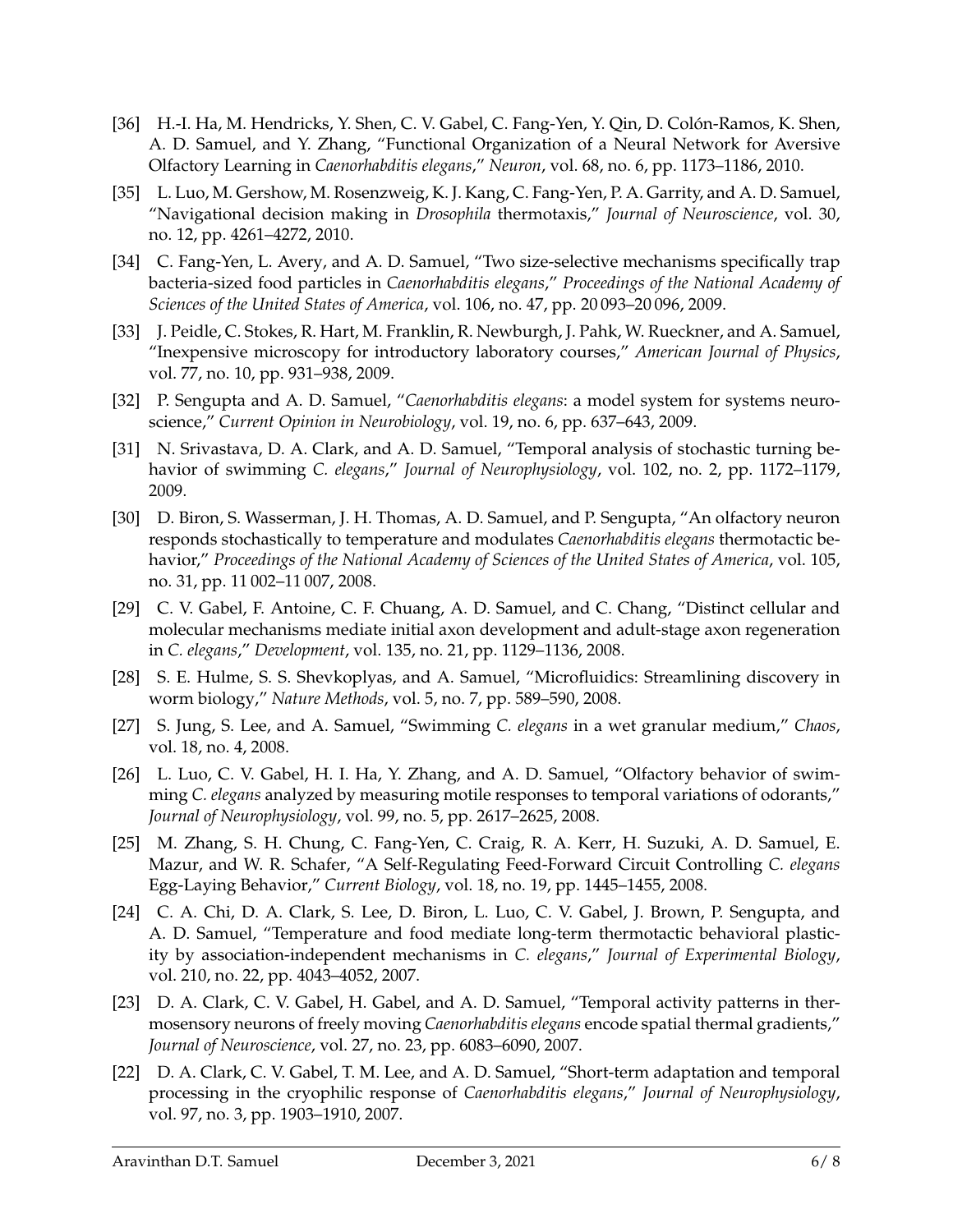[36] H.-I. Ha, M. Hendricks, Y. Shen, C. V. Gabel, C. Fang-Yen, Y. Qin, D. Colón-Ramos, K. Shen, A. D. Samuel, and Y. Zhang, "Functional Organization of a Neural Network for Aversive Olfactory Learning in *Caenorhabditis elegans*," *Neuron*, vol. 68, no. 6, pp. 1173–1186, 2010.

[35] L. Luo, M. Gershow, M. Rosenzweig, K. J. Kang, C. Fang-Yen, P. A. Garrity, and A. D. Samuel, "Navigational decision making in *Drosophila* thermotaxis," *Journal of Neuroscience*, vol. 30, no. 12, pp. 4261–4272, 2010.

[34] C. Fang-Yen, L. Avery, and A. D. Samuel, "Two size-selective mechanisms specifically trap bacteria-sized food particles in *Caenorhabditis elegans*," *Proceedings of the National Academy of Sciences of the United States of America*, vol. 106, no. 47, pp. 20 093–20 096, 2009.

[33] J. Peidle, C. Stokes, R. Hart, M. Franklin, R. Newburgh, J. Pahk, W. Rueckner, and A. Samuel, "Inexpensive microscopy for introductory laboratory courses," *American Journal of Physics*, vol. 77, no. 10, pp. 931–938, 2009.

[32] P. Sengupta and A. D. Samuel, "*Caenorhabditis elegans*: a model system for systems neuroscience," *Current Opinion in Neurobiology*, vol. 19, no. 6, pp. 637–643, 2009.

[31] N. Srivastava, D. A. Clark, and A. D. Samuel, "Temporal analysis of stochastic turning behavior of swimming *C. elegans*," *Journal of Neurophysiology*, vol. 102, no. 2, pp. 1172–1179, 2009.

[30] D. Biron, S. Wasserman, J. H. Thomas, A. D. Samuel, and P. Sengupta, "An olfactory neuron responds stochastically to temperature and modulates *Caenorhabditis elegans* thermotactic behavior," *Proceedings of the National Academy of Sciences of the United States of America*, vol. 105, no. 31, pp. 11 002–11 007, 2008.

[29] C. V. Gabel, F. Antoine, C. F. Chuang, A. D. Samuel, and C. Chang, "Distinct cellular and molecular mechanisms mediate initial axon development and adult-stage axon regeneration in *C. elegans*," *Development*, vol. 135, no. 21, pp. 1129–1136, 2008.

[28] S. E. Hulme, S. S. Shevkoplyas, and A. Samuel, "Microfluidics: Streamlining discovery in worm biology," *Nature Methods*, vol. 5, no. 7, pp. 589–590, 2008.

[27] S. Jung, S. Lee, and A. Samuel, "Swimming *C. elegans* in a wet granular medium," *Chaos*, vol. 18, no. 4, 2008.

[26] L. Luo, C. V. Gabel, H. I. Ha, Y. Zhang, and A. D. Samuel, "Olfactory behavior of swimming *C. elegans* analyzed by measuring motile responses to temporal variations of odorants," *Journal of Neurophysiology*, vol. 99, no. 5, pp. 2617–2625, 2008.

[25] M. Zhang, S. H. Chung, C. Fang-Yen, C. Craig, R. A. Kerr, H. Suzuki, A. D. Samuel, E. Mazur, and W. R. Schafer, "A Self-Regulating Feed-Forward Circuit Controlling *C. elegans* Egg-Laying Behavior," *Current Biology*, vol. 18, no. 19, pp. 1445–1455, 2008.

[24] C. A. Chi, D. A. Clark, S. Lee, D. Biron, L. Luo, C. V. Gabel, J. Brown, P. Sengupta, and A. D. Samuel, "Temperature and food mediate long-term thermotactic behavioral plasticity by association-independent mechanisms in *C. elegans*," *Journal of Experimental Biology*, vol. 210, no. 22, pp. 4043–4052, 2007.

[23] D. A. Clark, C. V. Gabel, H. Gabel, and A. D. Samuel, "Temporal activity patterns in thermosensory neurons of freely moving *Caenorhabditis elegans* encode spatial thermal gradients," *Journal of Neuroscience*, vol. 27, no. 23, pp. 6083–6090, 2007.

[22] D. A. Clark, C. V. Gabel, T. M. Lee, and A. D. Samuel, "Short-term adaptation and temporal processing in the cryophilic response of *Caenorhabditis elegans*," *Journal of Neurophysiology*, vol. 97, no. 3, pp. 1903–1910, 2007.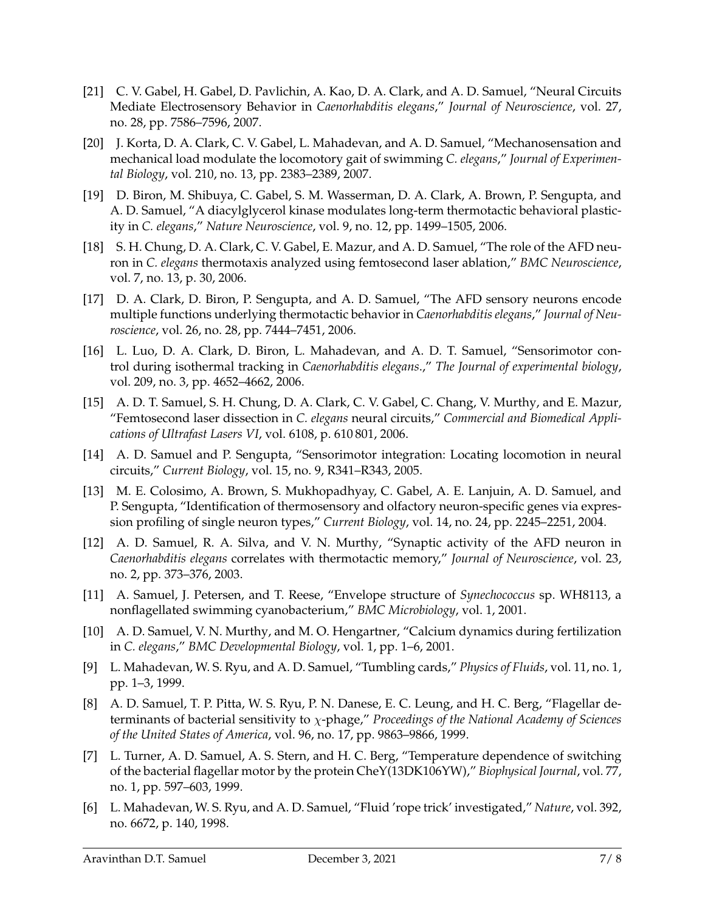[21] C. V. Gabel, H. Gabel, D. Pavlichin, A. Kao, D. A. Clark, and A. D. Samuel, "Neural Circuits Mediate Electrosensory Behavior in *Caenorhabditis elegans*," *Journal of Neuroscience*, vol. 27, no. 28, pp. 7586–7596, 2007.

[20] J. Korta, D. A. Clark, C. V. Gabel, L. Mahadevan, and A. D. Samuel, "Mechanosensation and mechanical load modulate the locomotory gait of swimming *C. elegans*," *Journal of Experimental Biology*, vol. 210, no. 13, pp. 2383–2389, 2007.

[19] D. Biron, M. Shibuya, C. Gabel, S. M. Wasserman, D. A. Clark, A. Brown, P. Sengupta, and A. D. Samuel, "A diacylglycerol kinase modulates long-term thermotactic behavioral plasticity in *C. elegans*," *Nature Neuroscience*, vol. 9, no. 12, pp. 1499–1505, 2006.

[18] S. H. Chung, D. A. Clark, C. V. Gabel, E. Mazur, and A. D. Samuel, "The role of the AFD neuron in *C. elegans* thermotaxis analyzed using femtosecond laser ablation," *BMC Neuroscience*, vol. 7, no. 13, p. 30, 2006.

[17] D. A. Clark, D. Biron, P. Sengupta, and A. D. Samuel, "The AFD sensory neurons encode multiple functions underlying thermotactic behavior in *Caenorhabditis elegans*," *Journal of Neuroscience*, vol. 26, no. 28, pp. 7444–7451, 2006.

[16] L. Luo, D. A. Clark, D. Biron, L. Mahadevan, and A. D. T. Samuel, "Sensorimotor control during isothermal tracking in *Caenorhabditis elegans*.," *The Journal of experimental biology*, vol. 209, no. 3, pp. 4652–4662, 2006.

[15] A. D. T. Samuel, S. H. Chung, D. A. Clark, C. V. Gabel, C. Chang, V. Murthy, and E. Mazur, "Femtosecond laser dissection in *C. elegans* neural circuits," *Commercial and Biomedical Applications of Ultrafast Lasers VI*, vol. 6108, p. 610 801, 2006.

[14] A. D. Samuel and P. Sengupta, "Sensorimotor integration: Locating locomotion in neural circuits," *Current Biology*, vol. 15, no. 9, R341–R343, 2005.

[13] M. E. Colosimo, A. Brown, S. Mukhopadhyay, C. Gabel, A. E. Lanjuin, A. D. Samuel, and P. Sengupta, "Identification of thermosensory and olfactory neuron-specific genes via expression profiling of single neuron types," *Current Biology*, vol. 14, no. 24, pp. 2245–2251, 2004.

[12] A. D. Samuel, R. A. Silva, and V. N. Murthy, "Synaptic activity of the AFD neuron in *Caenorhabditis elegans* correlates with thermotactic memory," *Journal of Neuroscience*, vol. 23, no. 2, pp. 373–376, 2003.

[11] A. Samuel, J. Petersen, and T. Reese, "Envelope structure of *Synechococcus* sp. WH8113, a nonflagellated swimming cyanobacterium," *BMC Microbiology*, vol. 1, 2001.

[10] A. D. Samuel, V. N. Murthy, and M. O. Hengartner, "Calcium dynamics during fertilization in *C. elegans*," *BMC Developmental Biology*, vol. 1, pp. 1–6, 2001.

[9] L. Mahadevan, W. S. Ryu, and A. D. Samuel, "Tumbling cards," *Physics of Fluids*, vol. 11, no. 1, pp. 1–3, 1999.

[8] A. D. Samuel, T. P. Pitta, W. S. Ryu, P. N. Danese, E. C. Leung, and H. C. Berg, "Flagellar determinants of bacterial sensitivity to $\chi$-phage," *Proceedings of the National Academy of Sciences of the United States of America*, vol. 96, no. 17, pp. 9863–9866, 1999.

[7] L. Turner, A. D. Samuel, A. S. Stern, and H. C. Berg, "Temperature dependence of switching of the bacterial flagellar motor by the protein CheY(13DK106YW)," *Biophysical Journal*, vol. 77, no. 1, pp. 597–603, 1999.

[6] L. Mahadevan, W. S. Ryu, and A. D. Samuel, "Fluid 'rope trick' investigated," *Nature*, vol. 392, no. 6672, p. 140, 1998.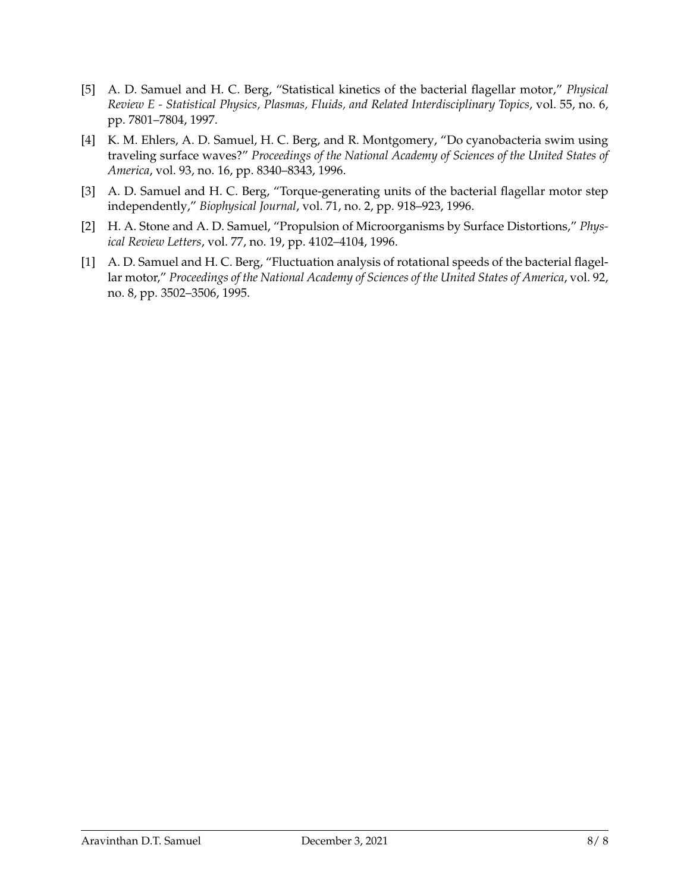[5] A. D. Samuel and H. C. Berg, "Statistical kinetics of the bacterial flagellar motor," *Physical Review E - Statistical Physics, Plasmas, Fluids, and Related Interdisciplinary Topics*, vol. 55, no. 6, pp. 7801–7804, 1997.

[4] K. M. Ehlers, A. D. Samuel, H. C. Berg, and R. Montgomery, "Do cyanobacteria swim using traveling surface waves?" *Proceedings of the National Academy of Sciences of the United States of America*, vol. 93, no. 16, pp. 8340–8343, 1996.

[3] A. D. Samuel and H. C. Berg, "Torque-generating units of the bacterial flagellar motor step independently," *Biophysical Journal*, vol. 71, no. 2, pp. 918–923, 1996.

[2] H. A. Stone and A. D. Samuel, "Propulsion of Microorganisms by Surface Distortions," *Physical Review Letters*, vol. 77, no. 19, pp. 4102–4104, 1996.

[1] A. D. Samuel and H. C. Berg, "Fluctuation analysis of rotational speeds of the bacterial flagellar motor," *Proceedings of the National Academy of Sciences of the United States of America*, vol. 92, no. 8, pp. 3502–3506, 1995.